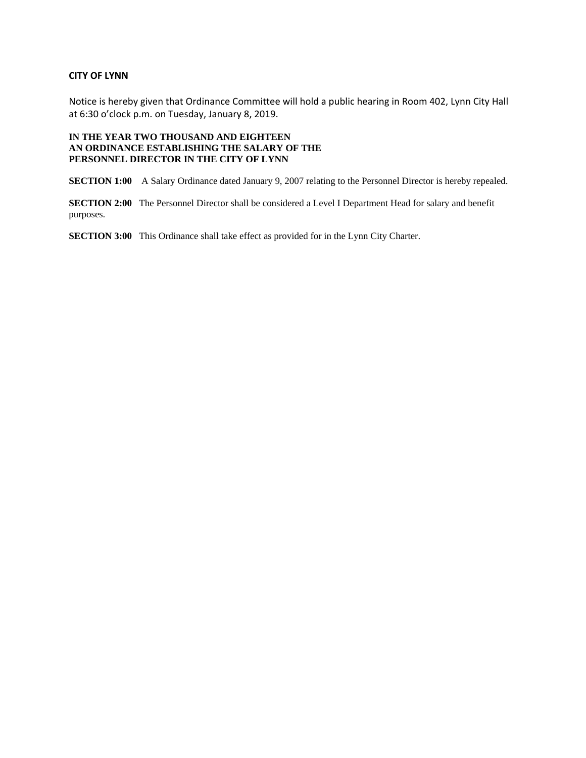**CITY OF LYNN**

Notice is hereby given that Ordinance Committee will hold a public hearing in Room 402, Lynn City Hall at 6:30 o'clock p.m. on Tuesday, January 8, 2019.

**IN THE YEAR TWO THOUSAND AND EIGHTEEN**
**AN ORDINANCE ESTABLISHING THE SALARY OF THE PERSONNEL DIRECTOR IN THE CITY OF LYNN**

**SECTION 1:00** A Salary Ordinance dated January 9, 2007 relating to the Personnel Director is hereby repealed.

**SECTION 2:00** The Personnel Director shall be considered a Level I Department Head for salary and benefit purposes.

**SECTION 3:00** This Ordinance shall take effect as provided for in the Lynn City Charter.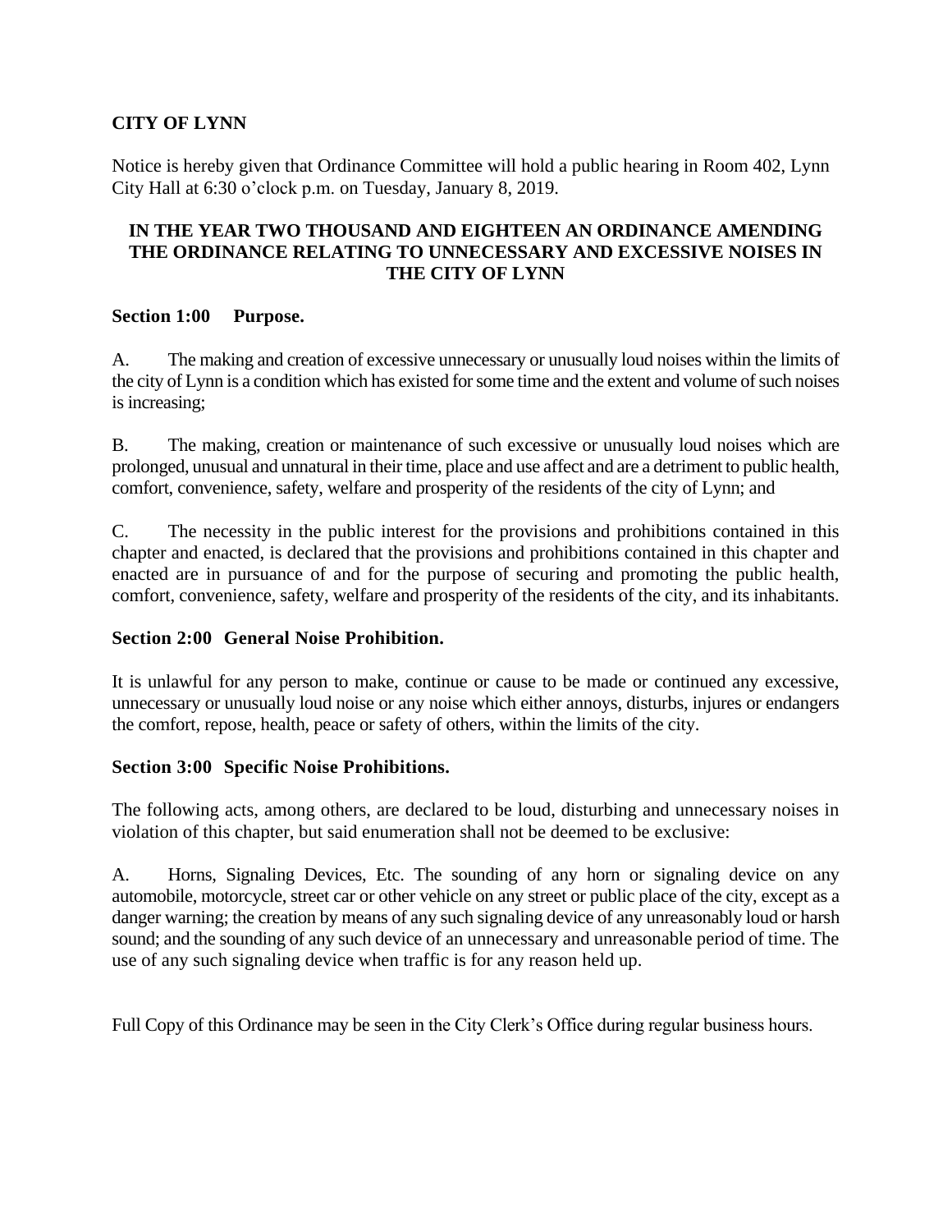**CITY OF LYNN**

Notice is hereby given that Ordinance Committee will hold a public hearing in Room 402, Lynn City Hall at 6:30 o'clock p.m. on Tuesday, January 8, 2019.

**IN THE YEAR TWO THOUSAND AND EIGHTEEN AN ORDINANCE AMENDING THE ORDINANCE RELATING TO UNNECESSARY AND EXCESSIVE NOISES IN THE CITY OF LYNN**

**Section 1:00 Purpose.**

A. The making and creation of excessive unnecessary or unusually loud noises within the limits of the city of Lynn is a condition which has existed for some time and the extent and volume of such noises is increasing;

B. The making, creation or maintenance of such excessive or unusually loud noises which are prolonged, unusual and unnatural in their time, place and use affect and are a detriment to public health, comfort, convenience, safety, welfare and prosperity of the residents of the city of Lynn; and

C. The necessity in the public interest for the provisions and prohibitions contained in this chapter and enacted, is declared that the provisions and prohibitions contained in this chapter and enacted are in pursuance of and for the purpose of securing and promoting the public health, comfort, convenience, safety, welfare and prosperity of the residents of the city, and its inhabitants.

**Section 2:00 General Noise Prohibition.**

It is unlawful for any person to make, continue or cause to be made or continued any excessive, unnecessary or unusually loud noise or any noise which either annoys, disturbs, injures or endangers the comfort, repose, health, peace or safety of others, within the limits of the city.

**Section 3:00 Specific Noise Prohibitions.**

The following acts, among others, are declared to be loud, disturbing and unnecessary noises in violation of this chapter, but said enumeration shall not be deemed to be exclusive:

A. Horns, Signaling Devices, Etc. The sounding of any horn or signaling device on any automobile, motorcycle, street car or other vehicle on any street or public place of the city, except as a danger warning; the creation by means of any such signaling device of any unreasonably loud or harsh sound; and the sounding of any such device of an unnecessary and unreasonable period of time. The use of any such signaling device when traffic is for any reason held up.

Full Copy of this Ordinance may be seen in the City Clerk's Office during regular business hours.